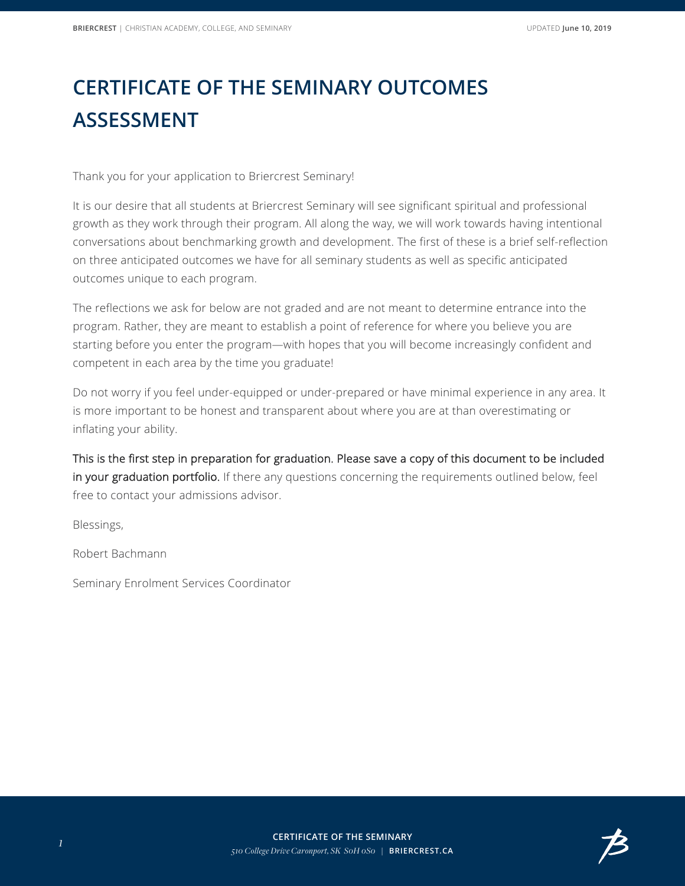# CERTIFICATE OF THE SEMINARY OUTCOMES ASSESSMENT

Thank you for your application to Briercrest Seminary!

It is our desire that all students at Briercrest Seminary will see significant spiritual and professional growth as they work through their program. All along the way, we will work towards having intentional conversations about benchmarking growth and development. The first of these is a brief self-reflection on three anticipated outcomes we have for all seminary students as well as specific anticipated outcomes unique to each program.

The reflections we ask for below are not graded and are not meant to determine entrance into the program. Rather, they are meant to establish a point of reference for where you believe you are starting before you enter the program—with hopes that you will become increasingly confident and competent in each area by the time you graduate!

Do not worry if you feel under-equipped or under-prepared or have minimal experience in any area. It is more important to be honest and transparent about where you are at than overestimating or inflating your ability.

This is the first step in preparation for graduation. Please save a copy of this document to be included in your graduation portfolio. If there any questions concerning the requirements outlined below, feel free to contact your admissions advisor.

Blessings,

Robert Bachmann

Seminary Enrolment Services Coordinator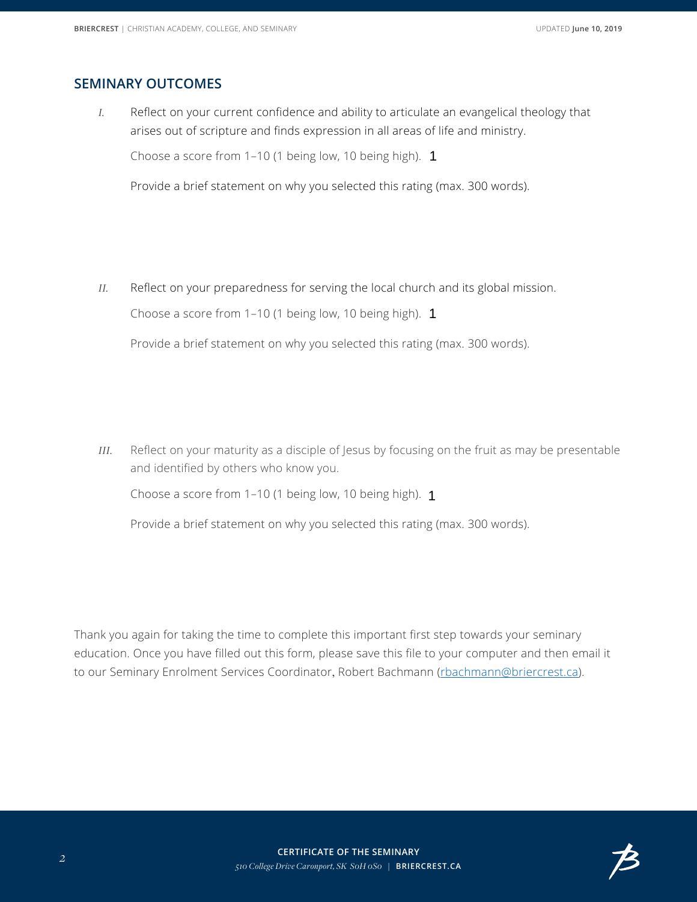## SEMINARY OUTCOMES

*I.* Reflect on your current confidence and ability to articulate an evangelical theology that arises out of scripture and finds expression in all areas of life and ministry.

Choose a score from 1–10 (1 being low, 10 being high). 1

Provide a brief statement on why you selected this rating (max. 300 words).

*II.* Reflect on your preparedness for serving the local church and its global mission.

Choose a score from 1–10 (1 being low, 10 being high). 1

Provide a brief statement on why you selected this rating (max. 300 words).

*III.* Reflect on your maturity as a disciple of Jesus by focusing on the fruit as may be presentable and identified by others who know you.

Choose a score from 1–10 (1 being low, 10 being high). 1

Provide a brief statement on why you selected this rating (max. 300 words).

Thank you again for taking the time to complete this important first step towards your seminary education. Once you have filled out this form, please save this file to your computer and then email it to our Seminary Enrolment Services Coordinator, Robert Bachmann (rbachmann@briercrest.ca).